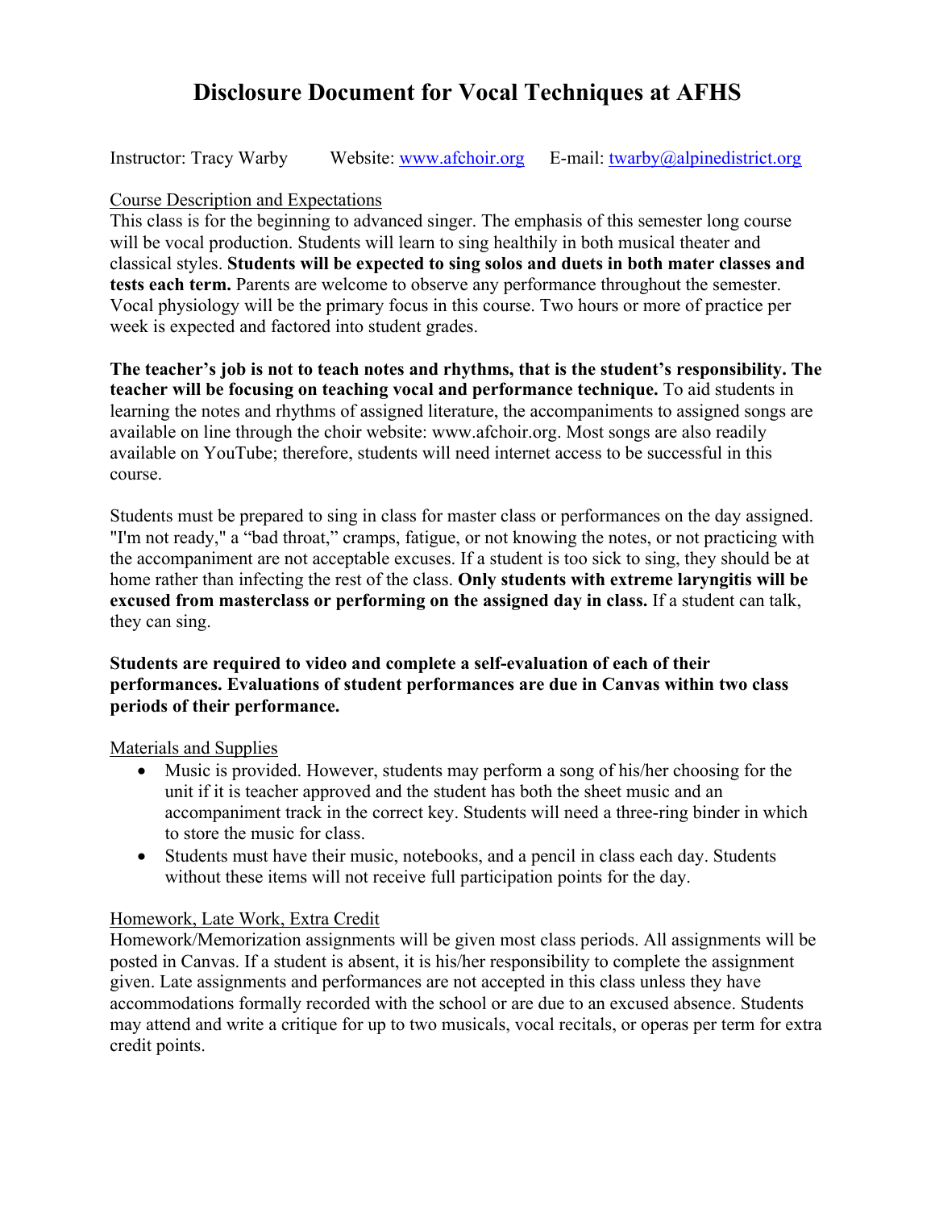# Disclosure Document for Vocal Techniques at AFHS

Instructor: Tracy Warby  Website: www.afchoir.org  E-mail: twarby@alpinedistrict.org

Course Description and Expectations

This class is for the beginning to advanced singer. The emphasis of this semester long course will be vocal production. Students will learn to sing healthily in both musical theater and classical styles. **Students will be expected to sing solos and duets in both mater classes and tests each term.** Parents are welcome to observe any performance throughout the semester. Vocal physiology will be the primary focus in this course. Two hours or more of practice per week is expected and factored into student grades.

**The teacher's job is not to teach notes and rhythms, that is the student's responsibility. The teacher will be focusing on teaching vocal and performance technique.** To aid students in learning the notes and rhythms of assigned literature, the accompaniments to assigned songs are available on line through the choir website: www.afchoir.org. Most songs are also readily available on YouTube; therefore, students will need internet access to be successful in this course.

Students must be prepared to sing in class for master class or performances on the day assigned. "I'm not ready," a "bad throat," cramps, fatigue, or not knowing the notes, or not practicing with the accompaniment are not acceptable excuses. If a student is too sick to sing, they should be at home rather than infecting the rest of the class. **Only students with extreme laryngitis will be excused from masterclass or performing on the assigned day in class.** If a student can talk, they can sing.

**Students are required to video and complete a self-evaluation of each of their performances. Evaluations of student performances are due in Canvas within two class periods of their performance.**

Materials and Supplies

- Music is provided. However, students may perform a song of his/her choosing for the unit if it is teacher approved and the student has both the sheet music and an accompaniment track in the correct key. Students will need a three-ring binder in which to store the music for class.
- Students must have their music, notebooks, and a pencil in class each day. Students without these items will not receive full participation points for the day.

Homework, Late Work, Extra Credit

Homework/Memorization assignments will be given most class periods. All assignments will be posted in Canvas. If a student is absent, it is his/her responsibility to complete the assignment given. Late assignments and performances are not accepted in this class unless they have accommodations formally recorded with the school or are due to an excused absence. Students may attend and write a critique for up to two musicals, vocal recitals, or operas per term for extra credit points.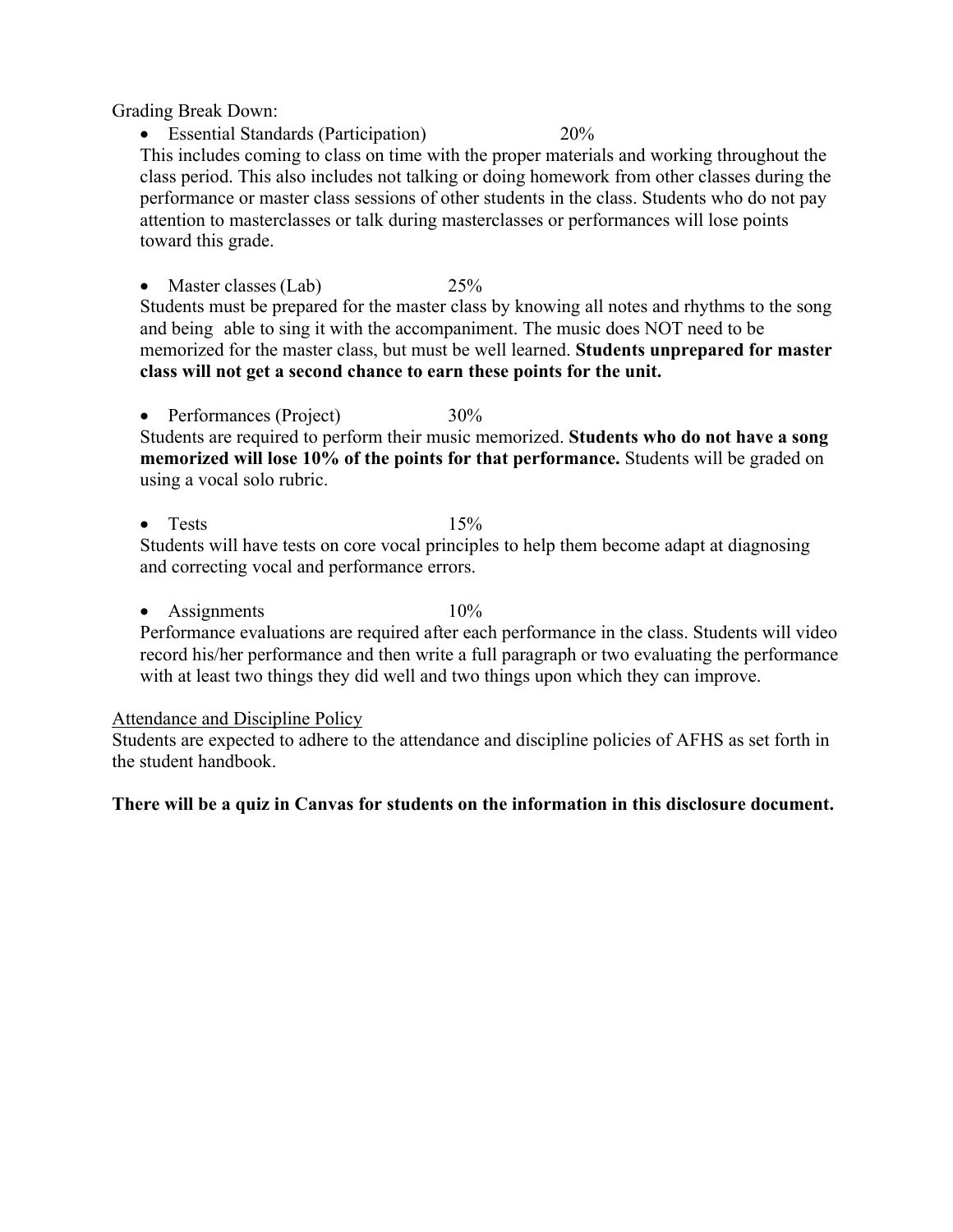Grading Break Down:

- Essential Standards (Participation) 20%

This includes coming to class on time with the proper materials and working throughout the class period. This also includes not talking or doing homework from other classes during the performance or master class sessions of other students in the class. Students who do not pay attention to masterclasses or talk during masterclasses or performances will lose points toward this grade.

- Master classes (Lab) 25%

Students must be prepared for the master class by knowing all notes and rhythms to the song and being able to sing it with the accompaniment. The music does NOT need to be memorized for the master class, but must be well learned. **Students unprepared for master class will not get a second chance to earn these points for the unit.**

- Performances (Project) 30%

Students are required to perform their music memorized. **Students who do not have a song memorized will lose 10% of the points for that performance.** Students will be graded on using a vocal solo rubric.

- Tests 15%

Students will have tests on core vocal principles to help them become adapt at diagnosing and correcting vocal and performance errors.

- Assignments 10%

Performance evaluations are required after each performance in the class. Students will video record his/her performance and then write a full paragraph or two evaluating the performance with at least two things they did well and two things upon which they can improve.

<u>Attendance and Discipline Policy</u>

Students are expected to adhere to the attendance and discipline policies of AFHS as set forth in the student handbook.

**There will be a quiz in Canvas for students on the information in this disclosure document.**